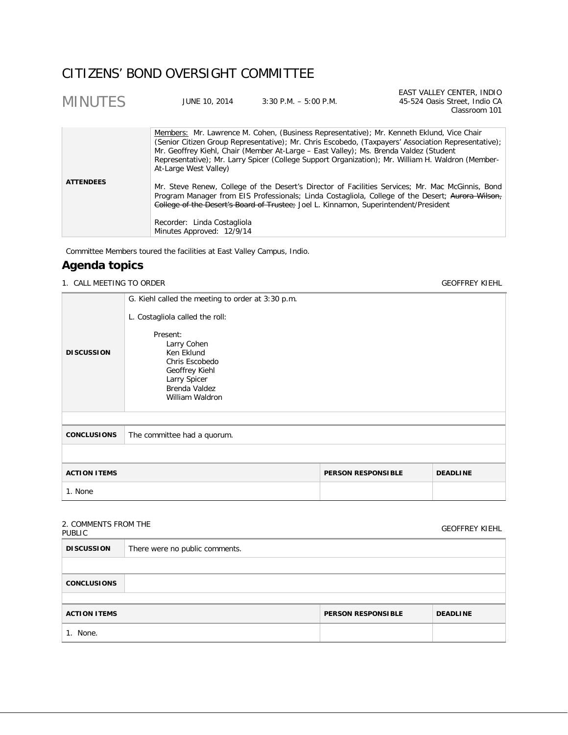# CITIZENS' BOND OVERSIGHT COMMITTEE

## MINUTES

JUNE 10, 2014 | 3:30 P.M. – 5:00 P.M. | EAST VALLEY CENTER, INDIO, 45-524 Oasis Street, Indio CA, Classroom 101

| | |
|---|---|
| **ATTENDEES** | Members: Mr. Lawrence M. Cohen, (Business Representative); Mr. Kenneth Eklund, Vice Chair (Senior Citizen Group Representative); Mr. Chris Escobedo, (Taxpayers' Association Representative); Mr. Geoffrey Kiehl, Chair (Member At-Large – East Valley); Ms. Brenda Valdez (Student Representative); Mr. Larry Spicer (College Support Organization); Mr. William H. Waldron (Member-At-Large West Valley)<br><br>Mr. Steve Renew, College of the Desert's Director of Facilities Services; Mr. Mac McGinnis, Bond Program Manager from EIS Professionals; Linda Costagliola, College of the Desert; ~~Aurora Wilson, College of the Desert's Board of Trustee;~~ Joel L. Kinnamon, Superintendent/President<br><br>Recorder: Linda Costagliola<br>Minutes Approved: 12/9/14 |

Committee Members toured the facilities at East Valley Campus, Indio.

## Agenda topics

### 1. CALL MEETING TO ORDER — GEOFFREY KIEHL

| | |
|---|---|
| **DISCUSSION** | G. Kiehl called the meeting to order at 3:30 p.m.<br><br>L. Costagliola called the roll:<br><br>Present:<br>Larry Cohen<br>Ken Eklund<br>Chris Escobedo<br>Geoffrey Kiehl<br>Larry Spicer<br>Brenda Valdez<br>William Waldron |
| **CONCLUSIONS** | The committee had a quorum. |

| ACTION ITEMS | PERSON RESPONSIBLE | DEADLINE |
|---|---|---|
| 1. None | | |

### 2. COMMENTS FROM THE PUBLIC — GEOFFREY KIEHL

| | |
|---|---|
| **DISCUSSION** | There were no public comments. |
| **CONCLUSIONS** | |

| ACTION ITEMS | PERSON RESPONSIBLE | DEADLINE |
|---|---|---|
| 1. None. | | |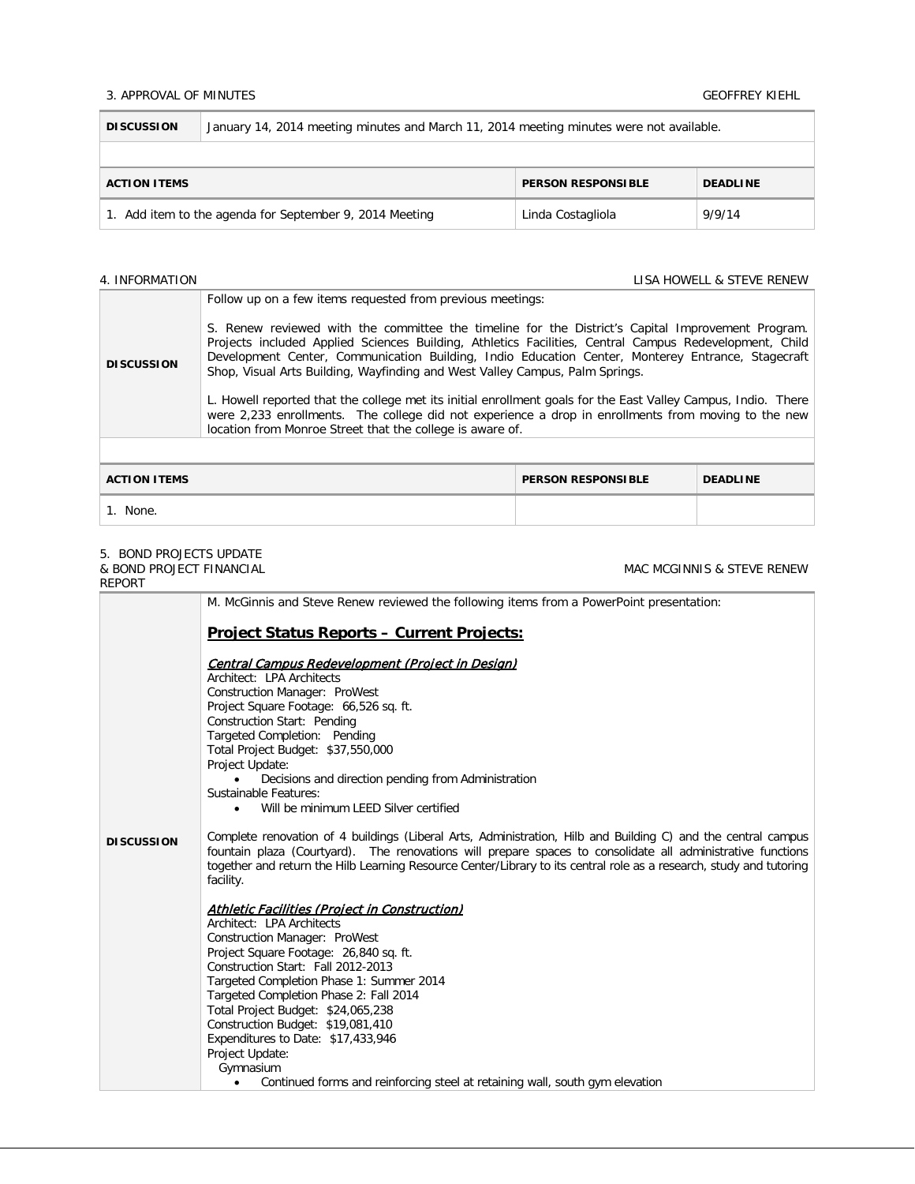3. APPROVAL OF MINUTES GEOFFREY KIEHL

| DISCUSSION | January 14, 2014 meeting minutes and March 11, 2014 meeting minutes were not available. | |
|---|---|---|
| **ACTION ITEMS** | **PERSON RESPONSIBLE** | **DEADLINE** |
| 1. Add item to the agenda for September 9, 2014 Meeting | Linda Costagliola | 9/9/14 |

4. INFORMATION LISA HOWELL & STEVE RENEW

**DISCUSSION**

Follow up on a few items requested from previous meetings:

S. Renew reviewed with the committee the timeline for the District's Capital Improvement Program. Projects included Applied Sciences Building, Athletics Facilities, Central Campus Redevelopment, Child Development Center, Communication Building, Indio Education Center, Monterey Entrance, Stagecraft Shop, Visual Arts Building, Wayfinding and West Valley Campus, Palm Springs.

L. Howell reported that the college met its initial enrollment goals for the East Valley Campus, Indio. There were 2,233 enrollments. The college did not experience a drop in enrollments from moving to the new location from Monroe Street that the college is aware of.

| ACTION ITEMS | PERSON RESPONSIBLE | DEADLINE |
|---|---|---|
| 1. None. | | |

5. BOND PROJECTS UPDATE & BOND PROJECT FINANCIAL REPORT MAC MCGINNIS & STEVE RENEW

**DISCUSSION**

M. McGinnis and Steve Renew reviewed the following items from a PowerPoint presentation:

## Project Status Reports – Current Projects:

*Central Campus Redevelopment (Project in Design)*
Architect: LPA Architects
Construction Manager: ProWest
Project Square Footage: 66,526 sq. ft.
Construction Start: Pending
Targeted Completion: Pending
Total Project Budget: $37,550,000
Project Update:

- Decisions and direction pending from Administration

Sustainable Features:

- Will be minimum LEED Silver certified

Complete renovation of 4 buildings (Liberal Arts, Administration, Hilb and Building C) and the central campus fountain plaza (Courtyard). The renovations will prepare spaces to consolidate all administrative functions together and return the Hilb Learning Resource Center/Library to its central role as a research, study and tutoring facility.

*Athletic Facilities (Project in Construction)*
Architect: LPA Architects
Construction Manager: ProWest
Project Square Footage: 26,840 sq. ft.
Construction Start: Fall 2012-2013
Targeted Completion Phase 1: Summer 2014
Targeted Completion Phase 2: Fall 2014
Total Project Budget: $24,065,238
Construction Budget: $19,081,410
Expenditures to Date: $17,433,946
Project Update:
Gymnasium

- Continued forms and reinforcing steel at retaining wall, south gym elevation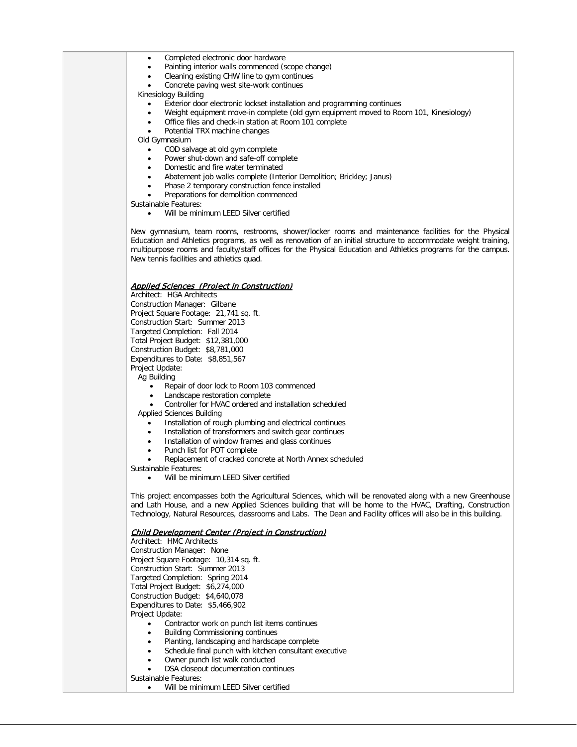- Completed electronic door hardware
- Painting interior walls commenced (scope change)
- Cleaning existing CHW line to gym continues
- Concrete paving west site-work continues

Kinesiology Building

- Exterior door electronic lockset installation and programming continues
- Weight equipment move-in complete (old gym equipment moved to Room 101, Kinesiology)
- Office files and check-in station at Room 101 complete
- Potential TRX machine changes

Old Gymnasium

- COD salvage at old gym complete
- Power shut-down and safe-off complete
- Domestic and fire water terminated
- Abatement job walks complete (Interior Demolition; Brickley; Janus)
- Phase 2 temporary construction fence installed
- Preparations for demolition commenced

Sustainable Features:

- Will be minimum LEED Silver certified

New gymnasium, team rooms, restrooms, shower/locker rooms and maintenance facilities for the Physical Education and Athletics programs, as well as renovation of an initial structure to accommodate weight training, multipurpose rooms and faculty/staff offices for the Physical Education and Athletics programs for the campus. New tennis facilities and athletics quad.

***Applied Sciences (Project in Construction)***

Architect: HGA Architects
Construction Manager: Gilbane
Project Square Footage: 21,741 sq. ft.
Construction Start: Summer 2013
Targeted Completion: Fall 2014
Total Project Budget: $12,381,000
Construction Budget: $8,781,000
Expenditures to Date: $8,851,567
Project Update:

Ag Building

- Repair of door lock to Room 103 commenced
- Landscape restoration complete
- Controller for HVAC ordered and installation scheduled

Applied Sciences Building

- Installation of rough plumbing and electrical continues
- Installation of transformers and switch gear continues
- Installation of window frames and glass continues
- Punch list for POT complete
- Replacement of cracked concrete at North Annex scheduled

Sustainable Features:

- Will be minimum LEED Silver certified

This project encompasses both the Agricultural Sciences, which will be renovated along with a new Greenhouse and Lath House, and a new Applied Sciences building that will be home to the HVAC, Drafting, Construction Technology, Natural Resources, classrooms and Labs. The Dean and Facility offices will also be in this building.

***Child Development Center (Project in Construction)***

Architect: HMC Architects
Construction Manager: None
Project Square Footage: 10,314 sq. ft.
Construction Start: Summer 2013
Targeted Completion: Spring 2014
Total Project Budget: $6,274,000
Construction Budget: $4,640,078
Expenditures to Date: $5,466,902
Project Update:

- Contractor work on punch list items continues
- Building Commissioning continues
- Planting, landscaping and hardscape complete
- Schedule final punch with kitchen consultant executive
- Owner punch list walk conducted
- DSA closeout documentation continues

Sustainable Features:

- Will be minimum LEED Silver certified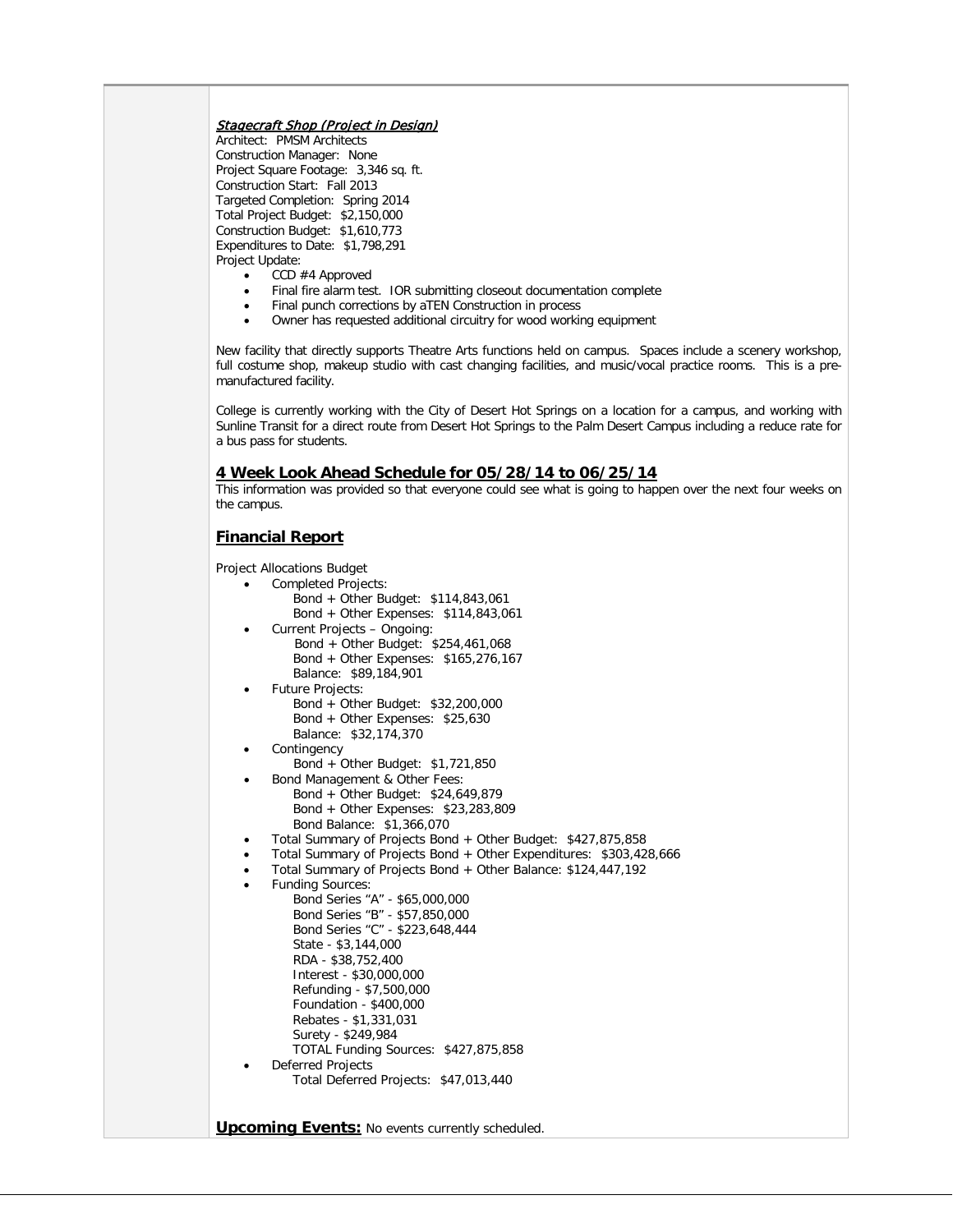***Stagecraft Shop (Project in Design)***

Architect: PMSM Architects
Construction Manager: None
Project Square Footage: 3,346 sq. ft.
Construction Start: Fall 2013
Targeted Completion: Spring 2014
Total Project Budget: $2,150,000
Construction Budget: $1,610,773
Expenditures to Date: $1,798,291
Project Update:

- CCD #4 Approved
- Final fire alarm test. IOR submitting closeout documentation complete
- Final punch corrections by aTEN Construction in process
- Owner has requested additional circuitry for wood working equipment

New facility that directly supports Theatre Arts functions held on campus. Spaces include a scenery workshop, full costume shop, makeup studio with cast changing facilities, and music/vocal practice rooms. This is a pre-manufactured facility.

College is currently working with the City of Desert Hot Springs on a location for a campus, and working with Sunline Transit for a direct route from Desert Hot Springs to the Palm Desert Campus including a reduce rate for a bus pass for students.

## 4 Week Look Ahead Schedule for 05/28/14 to 06/25/14

This information was provided so that everyone could see what is going to happen over the next four weeks on the campus.

## Financial Report

Project Allocations Budget

- Completed Projects:
  - Bond + Other Budget: $114,843,061
  - Bond + Other Expenses: $114,843,061
- Current Projects – Ongoing:
  - Bond + Other Budget: $254,461,068
  - Bond + Other Expenses: $165,276,167
  - Balance: $89,184,901
- Future Projects:
  - Bond + Other Budget: $32,200,000
  - Bond + Other Expenses: $25,630
  - Balance: $32,174,370
- Contingency
  - Bond + Other Budget: $1,721,850
- Bond Management & Other Fees:
  - Bond + Other Budget: $24,649,879
  - Bond + Other Expenses: $23,283,809
  - Bond Balance: $1,366,070
- Total Summary of Projects Bond + Other Budget: $427,875,858
- Total Summary of Projects Bond + Other Expenditures: $303,428,666
- Total Summary of Projects Bond + Other Balance: $124,447,192
- Funding Sources:
  - Bond Series "A" - $65,000,000
  - Bond Series "B" - $57,850,000
  - Bond Series "C" - $223,648,444
  - State - $3,144,000
  - RDA - $38,752,400
  - Interest - $30,000,000
  - Refunding - $7,500,000
  - Foundation - $400,000
  - Rebates - $1,331,031
  - Surety - $249,984
  - TOTAL Funding Sources: $427,875,858
- Deferred Projects
  - Total Deferred Projects: $47,013,440

**Upcoming Events:** No events currently scheduled.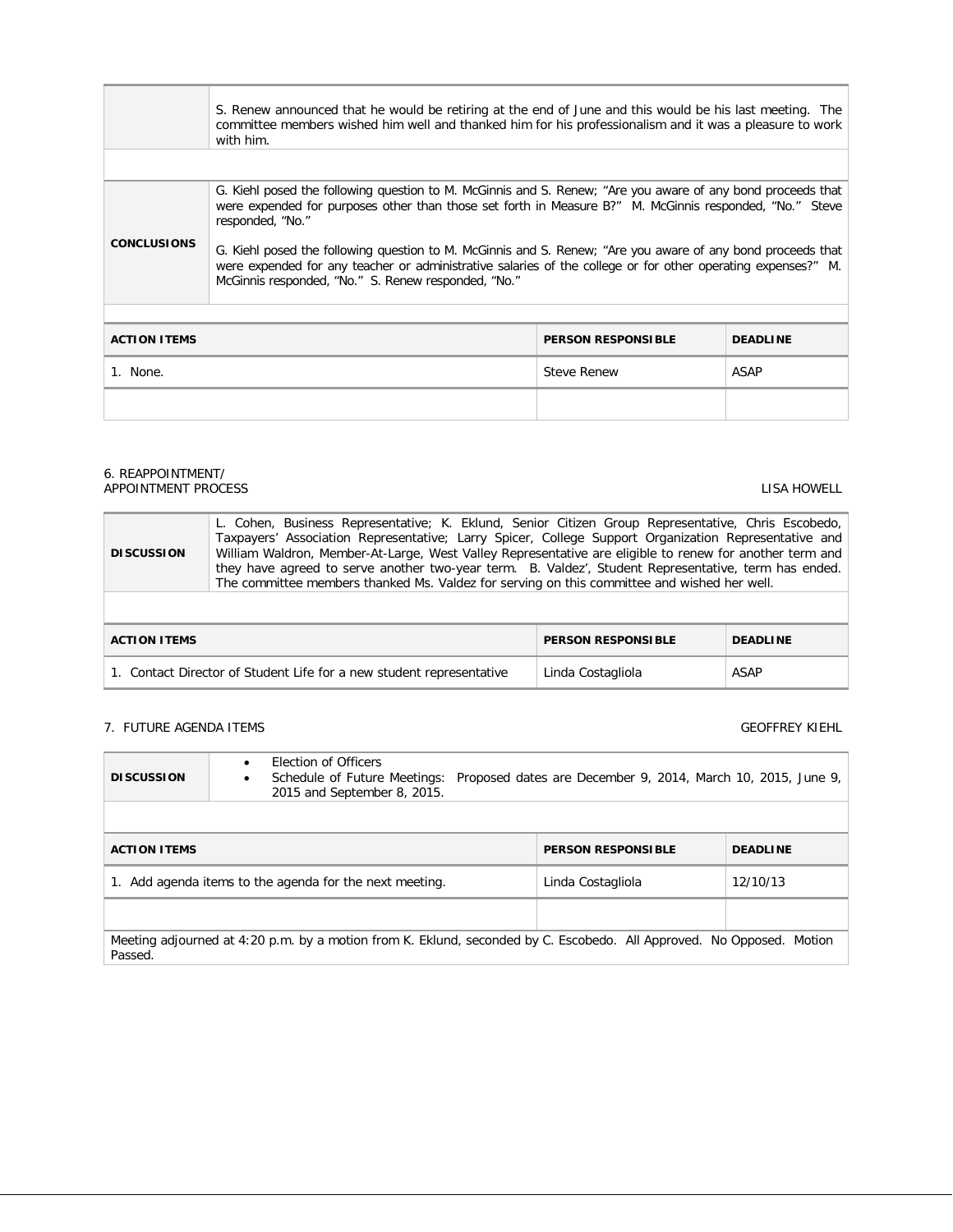| | |
|---|---|
| | S. Renew announced that he would be retiring at the end of June and this would be his last meeting. The committee members wished him well and thanked him for his professionalism and it was a pleasure to work with him. |
| **CONCLUSIONS** | G. Kiehl posed the following question to M. McGinnis and S. Renew; "Are you aware of any bond proceeds that were expended for purposes other than those set forth in Measure B?" M. McGinnis responded, "No." Steve responded, "No."<br><br>G. Kiehl posed the following question to M. McGinnis and S. Renew; "Are you aware of any bond proceeds that were expended for any teacher or administrative salaries of the college or for other operating expenses?" M. McGinnis responded, "No." S. Renew responded, "No." |

| ACTION ITEMS | PERSON RESPONSIBLE | DEADLINE |
|---|---|---|
| 1. None. | Steve Renew | ASAP |
| | | |

6. REAPPOINTMENT/ APPOINTMENT PROCESS — LISA HOWELL

| | |
|---|---|
| **DISCUSSION** | L. Cohen, Business Representative; K. Eklund, Senior Citizen Group Representative, Chris Escobedo, Taxpayers' Association Representative; Larry Spicer, College Support Organization Representative and William Waldron, Member-At-Large, West Valley Representative are eligible to renew for another term and they have agreed to serve another two-year term. B. Valdez', Student Representative, term has ended. The committee members thanked Ms. Valdez for serving on this committee and wished her well. |

| ACTION ITEMS | PERSON RESPONSIBLE | DEADLINE |
|---|---|---|
| 1. Contact Director of Student Life for a new student representative | Linda Costagliola | ASAP |

7. FUTURE AGENDA ITEMS — GEOFFREY KIEHL

| | |
|---|---|
| **DISCUSSION** | • Election of Officers<br>• Schedule of Future Meetings: Proposed dates are December 9, 2014, March 10, 2015, June 9, 2015 and September 8, 2015. |

| ACTION ITEMS | PERSON RESPONSIBLE | DEADLINE |
|---|---|---|
| 1. Add agenda items to the agenda for the next meeting. | Linda Costagliola | 12/10/13 |
| | | |

Meeting adjourned at 4:20 p.m. by a motion from K. Eklund, seconded by C. Escobedo. All Approved. No Opposed. Motion Passed.